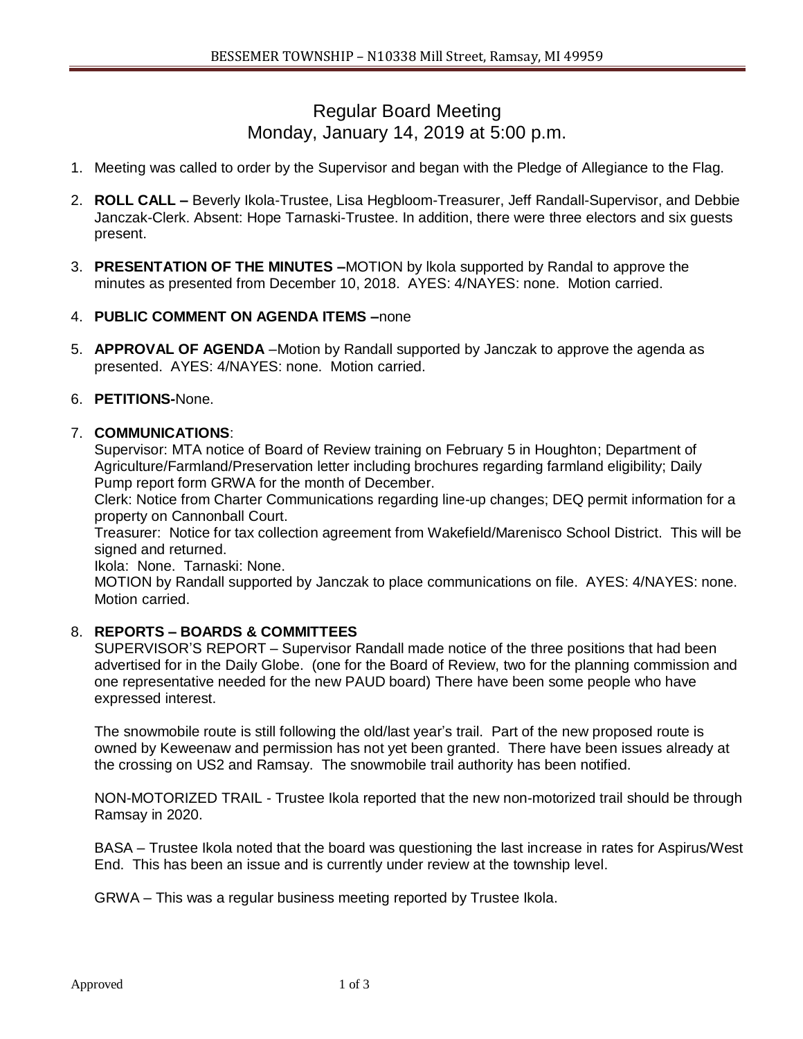# Regular Board Meeting
## Monday, January 14, 2019 at 5:00 p.m.

1. Meeting was called to order by the Supervisor and began with the Pledge of Allegiance to the Flag.

2. **ROLL CALL –** Beverly Ikola-Trustee, Lisa Hegbloom-Treasurer, Jeff Randall-Supervisor, and Debbie Janczak-Clerk. Absent: Hope Tarnaski-Trustee. In addition, there were three electors and six guests present.

3. **PRESENTATION OF THE MINUTES –**MOTION by lkola supported by Randal to approve the minutes as presented from December 10, 2018. AYES: 4/NAYES: none. Motion carried.

4. **PUBLIC COMMENT ON AGENDA ITEMS –**none

5. **APPROVAL OF AGENDA** –Motion by Randall supported by Janczak to approve the agenda as presented. AYES: 4/NAYES: none. Motion carried.

6. **PETITIONS-**None.

7. **COMMUNICATIONS**:

   Supervisor: MTA notice of Board of Review training on February 5 in Houghton; Department of Agriculture/Farmland/Preservation letter including brochures regarding farmland eligibility; Daily Pump report form GRWA for the month of December.

   Clerk: Notice from Charter Communications regarding line-up changes; DEQ permit information for a property on Cannonball Court.

   Treasurer: Notice for tax collection agreement from Wakefield/Marenisco School District. This will be signed and returned.

   Ikola: None. Tarnaski: None.

   MOTION by Randall supported by Janczak to place communications on file. AYES: 4/NAYES: none. Motion carried.

8. **REPORTS – BOARDS & COMMITTEES**

   SUPERVISOR'S REPORT – Supervisor Randall made notice of the three positions that had been advertised for in the Daily Globe. (one for the Board of Review, two for the planning commission and one representative needed for the new PAUD board) There have been some people who have expressed interest.

   The snowmobile route is still following the old/last year's trail. Part of the new proposed route is owned by Keweenaw and permission has not yet been granted. There have been issues already at the crossing on US2 and Ramsay. The snowmobile trail authority has been notified.

   NON-MOTORIZED TRAIL - Trustee Ikola reported that the new non-motorized trail should be through Ramsay in 2020.

   BASA – Trustee Ikola noted that the board was questioning the last increase in rates for Aspirus/West End. This has been an issue and is currently under review at the township level.

   GRWA – This was a regular business meeting reported by Trustee Ikola.

Approved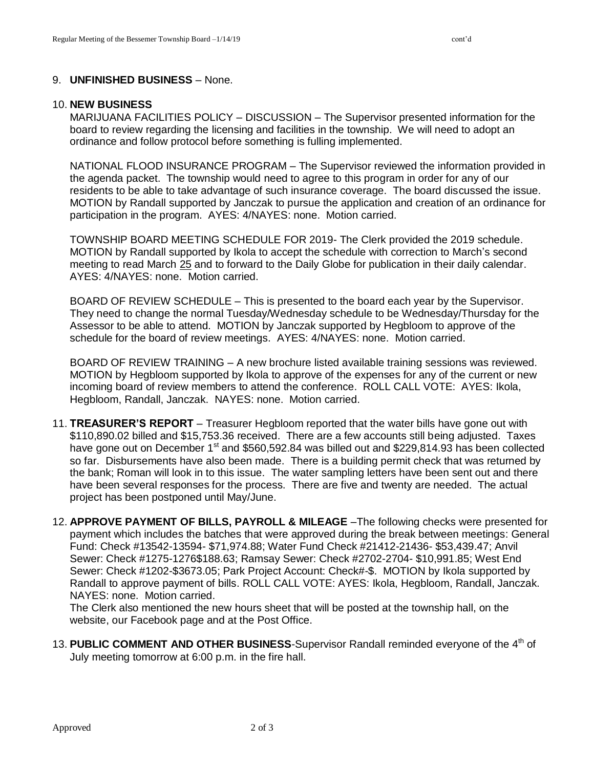9. **UNFINISHED BUSINESS** – None.

10. **NEW BUSINESS**

    MARIJUANA FACILITIES POLICY – DISCUSSION – The Supervisor presented information for the board to review regarding the licensing and facilities in the township. We will need to adopt an ordinance and follow protocol before something is fulling implemented.

    NATIONAL FLOOD INSURANCE PROGRAM – The Supervisor reviewed the information provided in the agenda packet. The township would need to agree to this program in order for any of our residents to be able to take advantage of such insurance coverage. The board discussed the issue. MOTION by Randall supported by Janczak to pursue the application and creation of an ordinance for participation in the program. AYES: 4/NAYES: none. Motion carried.

    TOWNSHIP BOARD MEETING SCHEDULE FOR 2019- The Clerk provided the 2019 schedule. MOTION by Randall supported by Ikola to accept the schedule with correction to March's second meeting to read March 25 and to forward to the Daily Globe for publication in their daily calendar. AYES: 4/NAYES: none. Motion carried.

    BOARD OF REVIEW SCHEDULE – This is presented to the board each year by the Supervisor. They need to change the normal Tuesday/Wednesday schedule to be Wednesday/Thursday for the Assessor to be able to attend. MOTION by Janczak supported by Hegbloom to approve of the schedule for the board of review meetings. AYES: 4/NAYES: none. Motion carried.

    BOARD OF REVIEW TRAINING – A new brochure listed available training sessions was reviewed. MOTION by Hegbloom supported by Ikola to approve of the expenses for any of the current or new incoming board of review members to attend the conference. ROLL CALL VOTE: AYES: Ikola, Hegbloom, Randall, Janczak. NAYES: none. Motion carried.

11. **TREASURER'S REPORT** – Treasurer Hegbloom reported that the water bills have gone out with $110,890.02 billed and $15,753.36 received. There are a few accounts still being adjusted. Taxes have gone out on December 1st and $560,592.84 was billed out and $229,814.93 has been collected so far. Disbursements have also been made. There is a building permit check that was returned by the bank; Roman will look in to this issue. The water sampling letters have been sent out and there have been several responses for the process. There are five and twenty are needed. The actual project has been postponed until May/June.

12. **APPROVE PAYMENT OF BILLS, PAYROLL & MILEAGE** –The following checks were presented for payment which includes the batches that were approved during the break between meetings: General Fund: Check #13542-13594- $71,974.88; Water Fund Check #21412-21436- $53,439.47; Anvil Sewer: Check #1275-1276$188.63; Ramsay Sewer: Check #2702-2704- $10,991.85; West End Sewer: Check #1202-$3673.05; Park Project Account: Check#-$. MOTION by Ikola supported by Randall to approve payment of bills. ROLL CALL VOTE: AYES: Ikola, Hegbloom, Randall, Janczak. NAYES: none. Motion carried.

    The Clerk also mentioned the new hours sheet that will be posted at the township hall, on the website, our Facebook page and at the Post Office.

13. **PUBLIC COMMENT AND OTHER BUSINESS**-Supervisor Randall reminded everyone of the 4th of July meeting tomorrow at 6:00 p.m. in the fire hall.

Approved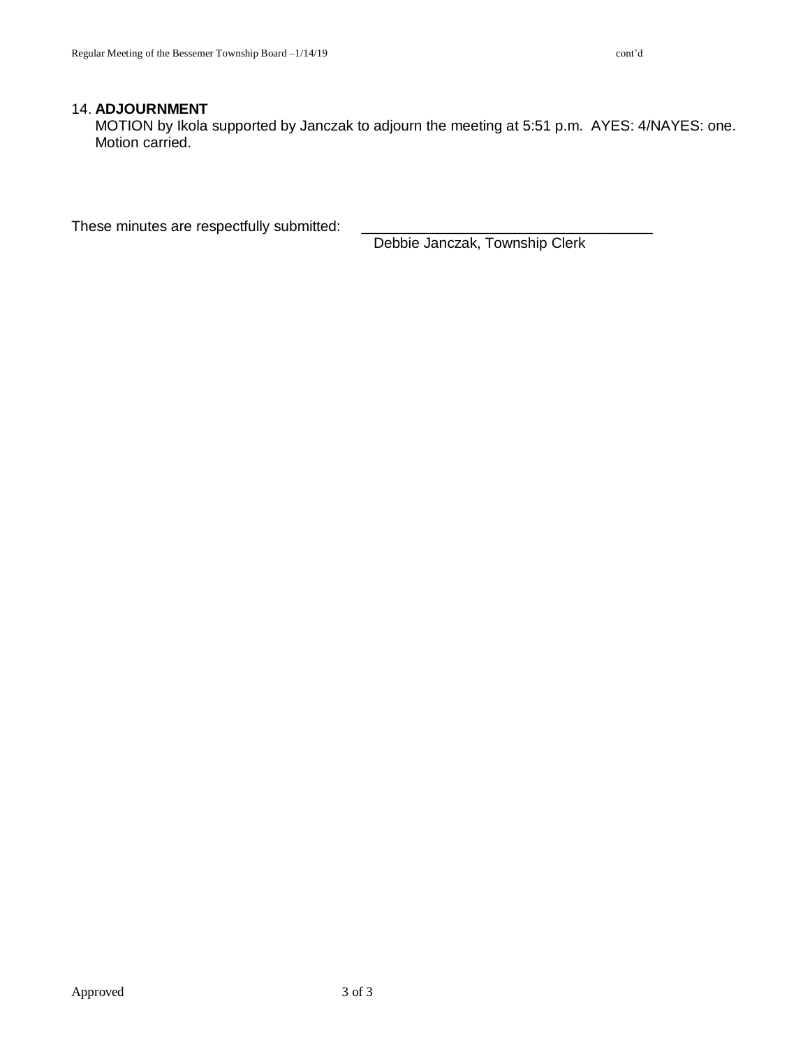14. **ADJOURNMENT**

MOTION by Ikola supported by Janczak to adjourn the meeting at 5:51 p.m. AYES: 4/NAYES: one. Motion carried.

These minutes are respectfully submitted: ___________________________________

Debbie Janczak, Township Clerk

Approved